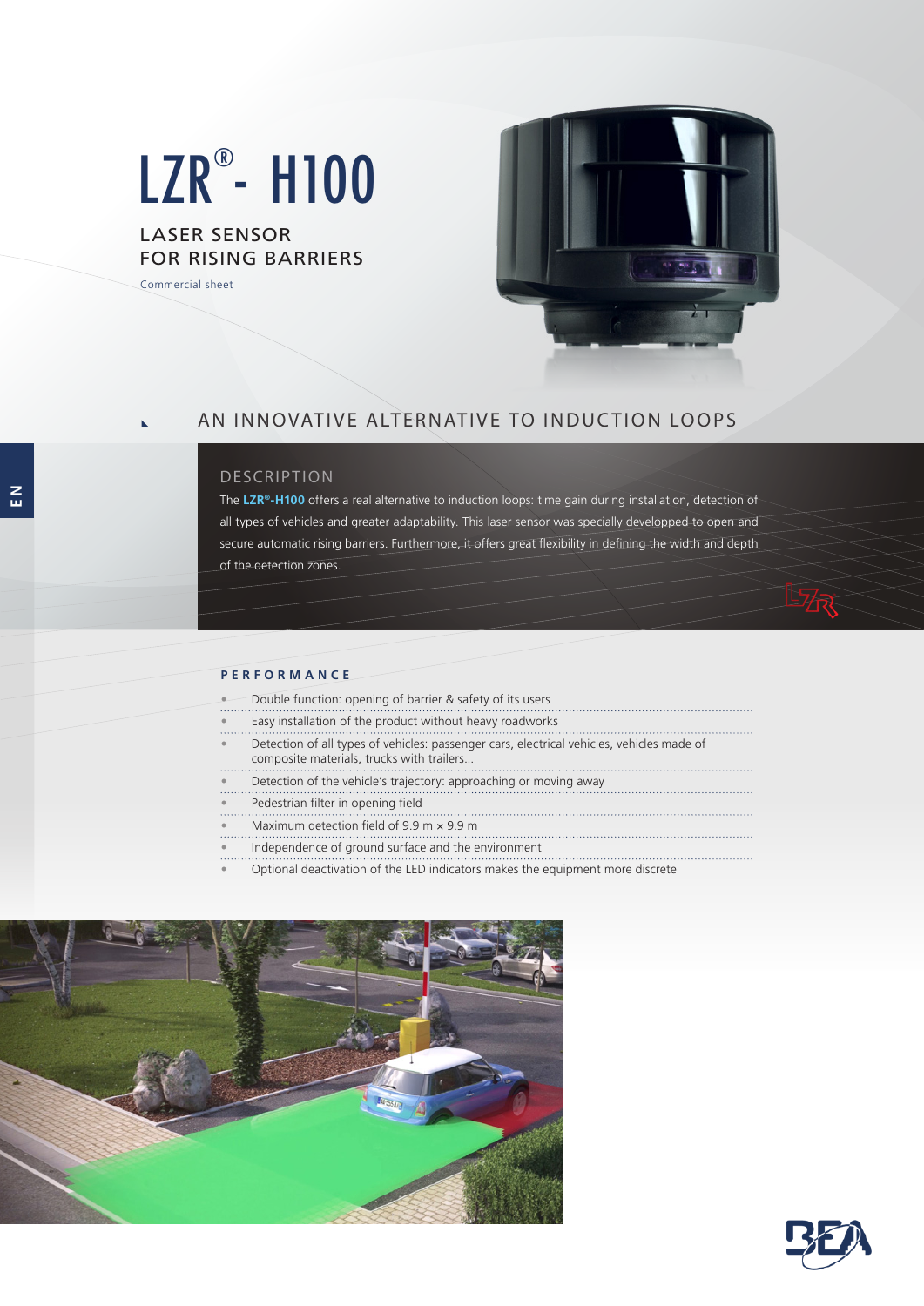# LZR®- H100

## LASER SENSOR FOR RISING BARRIERS

Commercial sheet

## AN INNOVATIVE ALTERNATIVE TO INDUCTION LOOPS

### DESCRIPTION

The **LZR®-H100** offers a real alternative to induction loops: time gain during installation, detection of all types of vehicles and greater adaptability. This laser sensor was specially developped to open and secure automatic rising barriers. Furthermore, it offers great flexibility in defining the width and depth of the detection zones.

### PERFORMANCE

- Double function: opening of barrier & safety of its users
- Easy installation of the product without heavy roadworks
- Detection of all types of vehicles: passenger cars, electrical vehicles, vehicles made of composite materials, trucks with trailers...
- Detection of the vehicle's trajectory: approaching or moving away
- Pedestrian filter in opening field
- Maximum detection field of 9.9 m × 9.9 m
- Independence of ground surface and the environment
- Optional deactivation of the LED indicators makes the equipment more discrete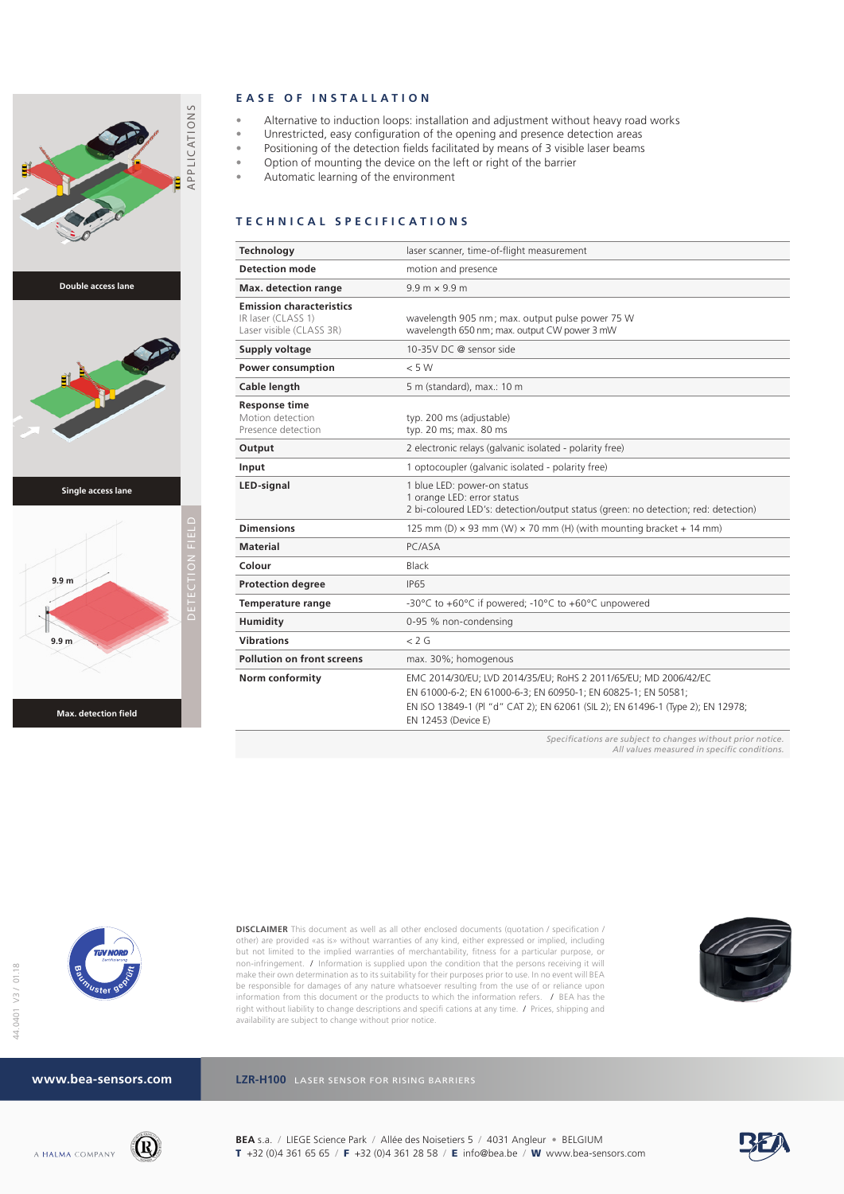APPLICATIONS

Double access lane

Single access lane

DETECTION FIELD

9.9 m

9.9 m

Max. detection field

## EASE OF INSTALLATION

- Alternative to induction loops: installation and adjustment without heavy road works
- Unrestricted, easy configuration of the opening and presence detection areas
- Positioning of the detection fields facilitated by means of 3 visible laser beams
- Option of mounting the device on the left or right of the barrier
- Automatic learning of the environment

## TECHNICAL SPECIFICATIONS

| | |
|---|---|
| **Technology** | laser scanner, time-of-flight measurement |
| **Detection mode** | motion and presence |
| **Max. detection range** | 9.9 m × 9.9 m |
| **Emission characteristics**<br>IR laser (CLASS 1)<br>Laser visible (CLASS 3R) | <br>wavelength 905 nm; max. output pulse power 75 W<br>wavelength 650 nm; max. output CW power 3 mW |
| **Supply voltage** | 10-35V DC @ sensor side |
| **Power consumption** | < 5 W |
| **Cable length** | 5 m (standard), max.: 10 m |
| **Response time**<br>Motion detection<br>Presence detection | <br>typ. 200 ms (adjustable)<br>typ. 20 ms; max. 80 ms |
| **Output** | 2 electronic relays (galvanic isolated - polarity free) |
| **Input** | 1 optocoupler (galvanic isolated - polarity free) |
| **LED-signal** | 1 blue LED: power-on status<br>1 orange LED: error status<br>2 bi-coloured LED's: detection/output status (green: no detection; red: detection) |
| **Dimensions** | 125 mm (D) × 93 mm (W) × 70 mm (H) (with mounting bracket + 14 mm) |
| **Material** | PC/ASA |
| **Colour** | Black |
| **Protection degree** | IP65 |
| **Temperature range** | -30°C to +60°C if powered; -10°C to +60°C unpowered |
| **Humidity** | 0-95 % non-condensing |
| **Vibrations** | < 2 G |
| **Pollution on front screens** | max. 30%; homogenous |
| **Norm conformity** | EMC 2014/30/EU; LVD 2014/35/EU; RoHS 2 2011/65/EU; MD 2006/42/EC<br>EN 61000-6-2; EN 61000-6-3; EN 60950-1; EN 60825-1; EN 50581;<br>EN ISO 13849-1 (Pl "d" CAT 2); EN 62061 (SIL 2); EN 61496-1 (Type 2); EN 12978;<br>EN 12453 (Device E) |

*Specifications are subject to changes without prior notice.*
*All values measured in specific conditions.*

**DISCLAIMER** This document as well as all other enclosed documents (quotation / specification / other) are provided «as is» without warranties of any kind, either expressed or implied, including but not limited to the implied warranties of merchantability, fitness for a particular purpose, or non-infringement. / Information is supplied upon the condition that the persons receiving it will make their own determination as to its suitability for their purposes prior to use. In no event will BEA be responsible for damages of any nature whatsoever resulting from the use of or reliance upon information from this document or the products to which the information refers. / BEA has the right without liability to change descriptions and specifi cations at any time. / Prices, shipping and availability are subject to change without prior notice.

44.0401 V3 / 01.18

**www.bea-sensors.com** — **LZR-H100** LASER SENSOR FOR RISING BARRIERS

A HALMA COMPANY

**BEA** s.a. / LIEGE Science Park / Allée des Noisetiers 5 / 4031 Angleur • BELGIUM
**T** +32 (0)4 361 65 65 / **F** +32 (0)4 361 28 58 / **E** info@bea.be / **W** www.bea-sensors.com